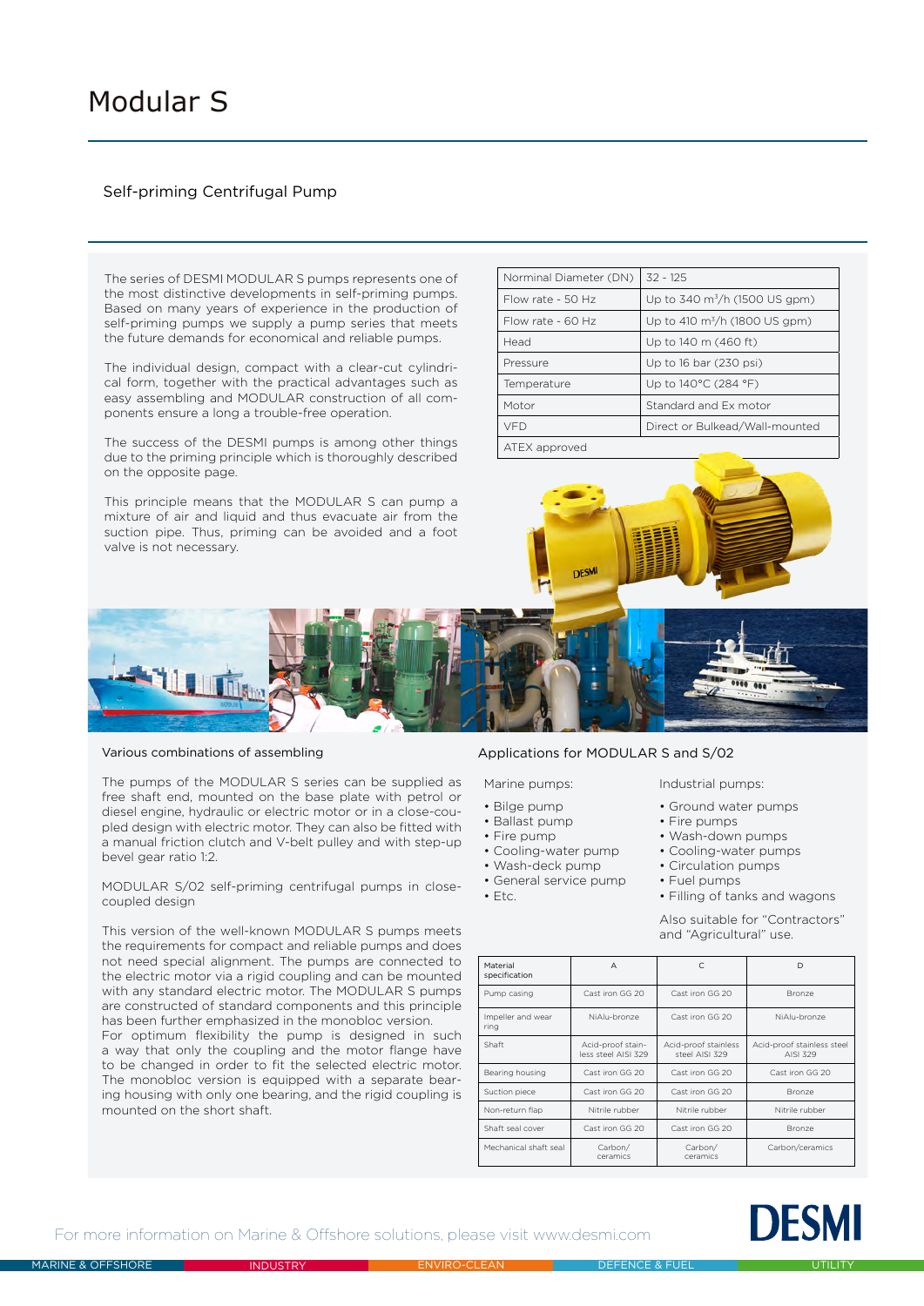# Modular S

## Self-priming Centrifugal Pump

The series of DESMI MODULAR S pumps represents one of the most distinctive developments in self-priming pumps. Based on many years of experience in the production of self-priming pumps we supply a pump series that meets the future demands for economical and reliable pumps.

The individual design, compact with a clear-cut cylindrical form, together with the practical advantages such as easy assembling and MODULAR construction of all components ensure a long a trouble-free operation.

The success of the DESMI pumps is among other things due to the priming principle which is thoroughly described on the opposite page.

This principle means that the MODULAR S can pump a mixture of air and liquid and thus evacuate air from the suction pipe. Thus, priming can be avoided and a foot valve is not necessary.

| Norminal Diameter (DN) | 32 - 125 |
|---|---|
| Flow rate - 50 Hz | Up to 340 m³/h (1500 US gpm) |
| Flow rate - 60 Hz | Up to 410 m³/h (1800 US gpm) |
| Head | Up to 140 m (460 ft) |
| Pressure | Up to 16 bar (230 psi) |
| Temperature | Up to 140°C (284 °F) |
| Motor | Standard and Ex motor |
| VFD | Direct or Bulkead/Wall-mounted |
| ATEX approved | |

### Various combinations of assembling

The pumps of the MODULAR S series can be supplied as free shaft end, mounted on the base plate with petrol or diesel engine, hydraulic or electric motor or in a close-coupled design with electric motor. They can also be fitted with a manual friction clutch and V-belt pulley and with step-up bevel gear ratio 1:2.

MODULAR S/02 self-priming centrifugal pumps in close-coupled design

This version of the well-known MODULAR S pumps meets the requirements for compact and reliable pumps and does not need special alignment. The pumps are connected to the electric motor via a rigid coupling and can be mounted with any standard electric motor. The MODULAR S pumps are constructed of standard components and this principle has been further emphasized in the monobloc version.
For optimum flexibility the pump is designed in such a way that only the coupling and the motor flange have to be changed in order to fit the selected electric motor. The monobloc version is equipped with a separate bearing housing with only one bearing, and the rigid coupling is mounted on the short shaft.

### Applications for MODULAR S and S/02

Marine pumps:

- Bilge pump
- Ballast pump
- Fire pump
- Cooling-water pump
- Wash-deck pump
- General service pump
- Etc.

Industrial pumps:

- Ground water pumps
- Fire pumps
- Wash-down pumps
- Cooling-water pumps
- Circulation pumps
- Fuel pumps
- Filling of tanks and wagons

Also suitable for "Contractors" and "Agricultural" use.

| Material specification | A | C | D |
|---|---|---|---|
| Pump casing | Cast iron GG 20 | Cast iron GG 20 | Bronze |
| Impeller and wear ring | NiAlu-bronze | Cast iron GG 20 | NiAlu-bronze |
| Shaft | Acid-proof stainless steel AISI 329 | Acid-proof stainless steel AISI 329 | Acid-proof stainless steel AISI 329 |
| Bearing housing | Cast iron GG 20 | Cast iron GG 20 | Cast iron GG 20 |
| Suction piece | Cast iron GG 20 | Cast iron GG 20 | Bronze |
| Non-return flap | Nitrile rubber | Nitrile rubber | Nitrile rubber |
| Shaft seal cover | Cast iron GG 20 | Cast iron GG 20 | Bronze |
| Mechanical shaft seal | Carbon/ceramics | Carbon/ceramics | Carbon/ceramics |

For more information on Marine & Offshore solutions, please visit www.desmi.com

DESMI

MARINE & OFFSHORE | INDUSTRY | ENVIRO-CLEAN | DEFENCE & FUEL | UTILITY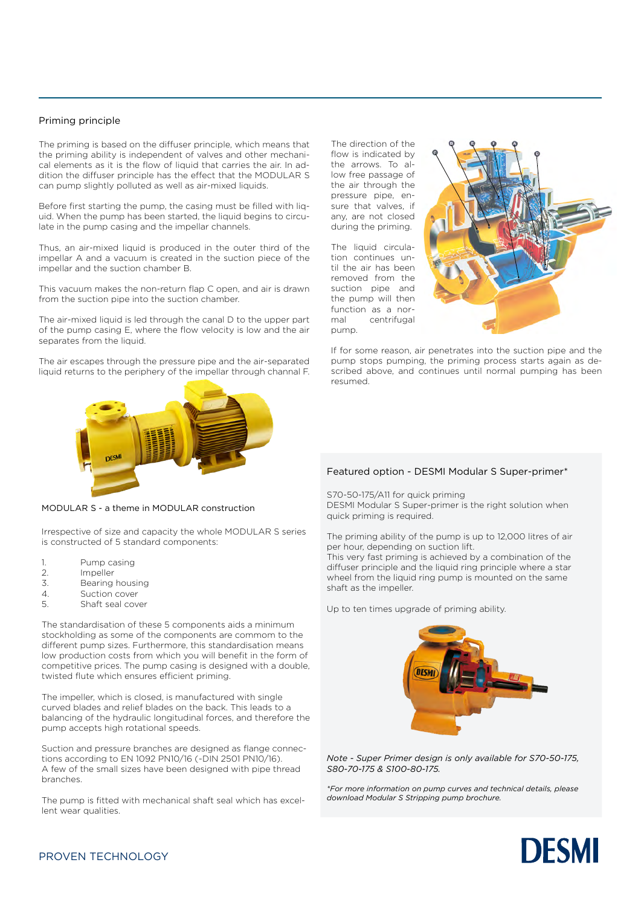## Priming principle

The priming is based on the diffuser principle, which means that the priming ability is independent of valves and other mechanical elements as it is the flow of liquid that carries the air. In addition the diffuser principle has the effect that the MODULAR S can pump slightly polluted as well as air-mixed liquids.

Before first starting the pump, the casing must be filled with liquid. When the pump has been started, the liquid begins to circulate in the pump casing and the impellar channels.

Thus, an air-mixed liquid is produced in the outer third of the impellar A and a vacuum is created in the suction piece of the impellar and the suction chamber B.

This vacuum makes the non-return flap C open, and air is drawn from the suction pipe into the suction chamber.

The air-mixed liquid is led through the canal D to the upper part of the pump casing E, where the flow velocity is low and the air separates from the liquid.

The air escapes through the pressure pipe and the air-separated liquid returns to the periphery of the impellar through channal F.

The direction of the flow is indicated by the arrows. To allow free passage of the air through the pressure pipe, ensure that valves, if any, are not closed during the priming.

The liquid circulation continues until the air has been removed from the suction pipe and the pump will then function as a normal centrifugal pump.

If for some reason, air penetrates into the suction pipe and the pump stops pumping, the priming process starts again as described above, and continues until normal pumping has been resumed.

MODULAR S - a theme in MODULAR construction

Irrespective of size and capacity the whole MODULAR S series is constructed of 5 standard components:

1. Pump casing
2. Impeller
3. Bearing housing
4. Suction cover
5. Shaft seal cover

The standardisation of these 5 components aids a minimum stockholding as some of the components are commom to the different pump sizes. Furthermore, this standardisation means low production costs from which you will benefit in the form of competitive prices. The pump casing is designed with a double, twisted flute which ensures efficient priming.

The impeller, which is closed, is manufactured with single curved blades and relief blades on the back. This leads to a balancing of the hydraulic longitudinal forces, and therefore the pump accepts high rotational speeds.

Suction and pressure branches are designed as flange connections according to EN 1092 PN10/16 (-DIN 2501 PN10/16).
A few of the small sizes have been designed with pipe thread branches.

The pump is fitted with mechanical shaft seal which has excellent wear qualities.

### Featured option - DESMI Modular S Super-primer*

S70-50-175/A11 for quick priming
DESMI Modular S Super-primer is the right solution when quick priming is required.

The priming ability of the pump is up to 12,000 litres of air per hour, depending on suction lift.
This very fast priming is achieved by a combination of the diffuser principle and the liquid ring principle where a star wheel from the liquid ring pump is mounted on the same shaft as the impeller.

Up to ten times upgrade of priming ability.

*Note - Super Primer design is only available for S70-50-175, S80-70-175 & S100-80-175.*

**For more information on pump curves and technical details, please download Modular S Stripping pump brochure.*

PROVEN TECHNOLOGY

DESMI